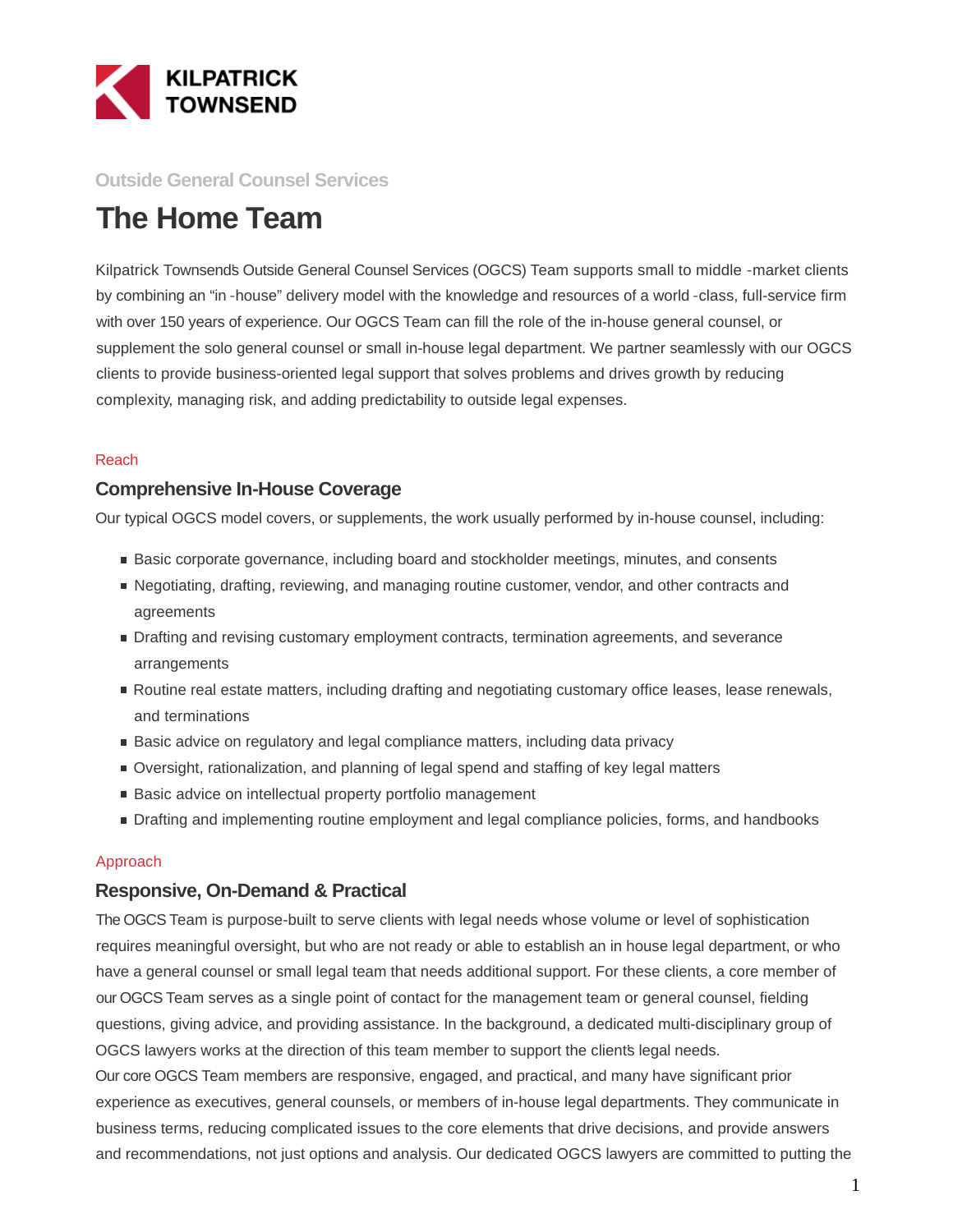KILPATRICK TOWNSEND

Outside General Counsel Services

# The Home Team

Kilpatrick Townsend's Outside General Counsel Services (OGCS) Team supports small to middle -market clients by combining an "in -house" delivery model with the knowledge and resources of a world -class, full-service firm with over 150 years of experience. Our OGCS Team can fill the role of the in-house general counsel, or supplement the solo general counsel or small in-house legal department. We partner seamlessly with our OGCS clients to provide business-oriented legal support that solves problems and drives growth by reducing complexity, managing risk, and adding predictability to outside legal expenses.

Reach

## Comprehensive In-House Coverage

Our typical OGCS model covers, or supplements, the work usually performed by in-house counsel, including:

- Basic corporate governance, including board and stockholder meetings, minutes, and consents
- Negotiating, drafting, reviewing, and managing routine customer, vendor, and other contracts and agreements
- Drafting and revising customary employment contracts, termination agreements, and severance arrangements
- Routine real estate matters, including drafting and negotiating customary office leases, lease renewals, and terminations
- Basic advice on regulatory and legal compliance matters, including data privacy
- Oversight, rationalization, and planning of legal spend and staffing of key legal matters
- Basic advice on intellectual property portfolio management
- Drafting and implementing routine employment and legal compliance policies, forms, and handbooks

Approach

## Responsive, On-Demand & Practical

The OGCS Team is purpose-built to serve clients with legal needs whose volume or level of sophistication requires meaningful oversight, but who are not ready or able to establish an in house legal department, or who have a general counsel or small legal team that needs additional support. For these clients, a core member of our OGCS Team serves as a single point of contact for the management team or general counsel, fielding questions, giving advice, and providing assistance. In the background, a dedicated multi-disciplinary group of OGCS lawyers works at the direction of this team member to support the client's legal needs.

Our core OGCS Team members are responsive, engaged, and practical, and many have significant prior experience as executives, general counsels, or members of in-house legal departments. They communicate in business terms, reducing complicated issues to the core elements that drive decisions, and provide answers and recommendations, not just options and analysis. Our dedicated OGCS lawyers are committed to putting the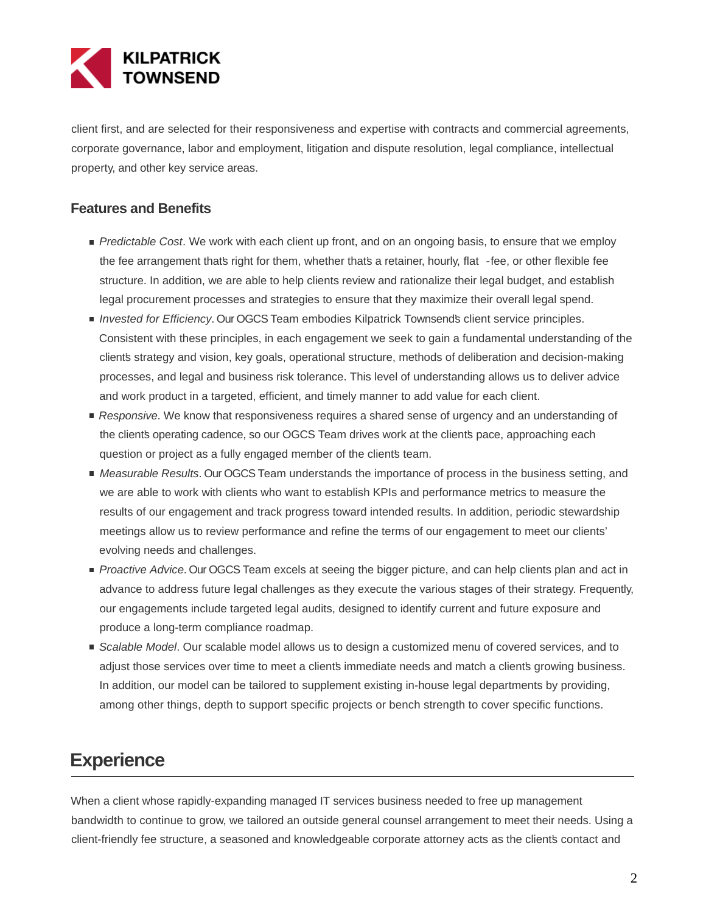client first, and are selected for their responsiveness and expertise with contracts and commercial agreements, corporate governance, labor and employment, litigation and dispute resolution, legal compliance, intellectual property, and other key service areas.

### Features and Benefits

- *Predictable Cost*. We work with each client up front, and on an ongoing basis, to ensure that we employ the fee arrangement that's right for them, whether that's a retainer, hourly, flat-fee, or other flexible fee structure. In addition, we are able to help clients review and rationalize their legal budget, and establish legal procurement processes and strategies to ensure that they maximize their overall legal spend.
- *Invested for Efficiency*. Our OGCS Team embodies Kilpatrick Townsend's client service principles. Consistent with these principles, in each engagement we seek to gain a fundamental understanding of the client's strategy and vision, key goals, operational structure, methods of deliberation and decision-making processes, and legal and business risk tolerance. This level of understanding allows us to deliver advice and work product in a targeted, efficient, and timely manner to add value for each client.
- *Responsive*. We know that responsiveness requires a shared sense of urgency and an understanding of the client's operating cadence, so our OGCS Team drives work at the client's pace, approaching each question or project as a fully engaged member of the client's team.
- *Measurable Results*. Our OGCS Team understands the importance of process in the business setting, and we are able to work with clients who want to establish KPIs and performance metrics to measure the results of our engagement and track progress toward intended results. In addition, periodic stewardship meetings allow us to review performance and refine the terms of our engagement to meet our clients' evolving needs and challenges.
- *Proactive Advice*. Our OGCS Team excels at seeing the bigger picture, and can help clients plan and act in advance to address future legal challenges as they execute the various stages of their strategy. Frequently, our engagements include targeted legal audits, designed to identify current and future exposure and produce a long-term compliance roadmap.
- *Scalable Model*. Our scalable model allows us to design a customized menu of covered services, and to adjust those services over time to meet a client's immediate needs and match a client's growing business. In addition, our model can be tailored to supplement existing in-house legal departments by providing, among other things, depth to support specific projects or bench strength to cover specific functions.

## Experience

When a client whose rapidly-expanding managed IT services business needed to free up management bandwidth to continue to grow, we tailored an outside general counsel arrangement to meet their needs. Using a client-friendly fee structure, a seasoned and knowledgeable corporate attorney acts as the client's contact and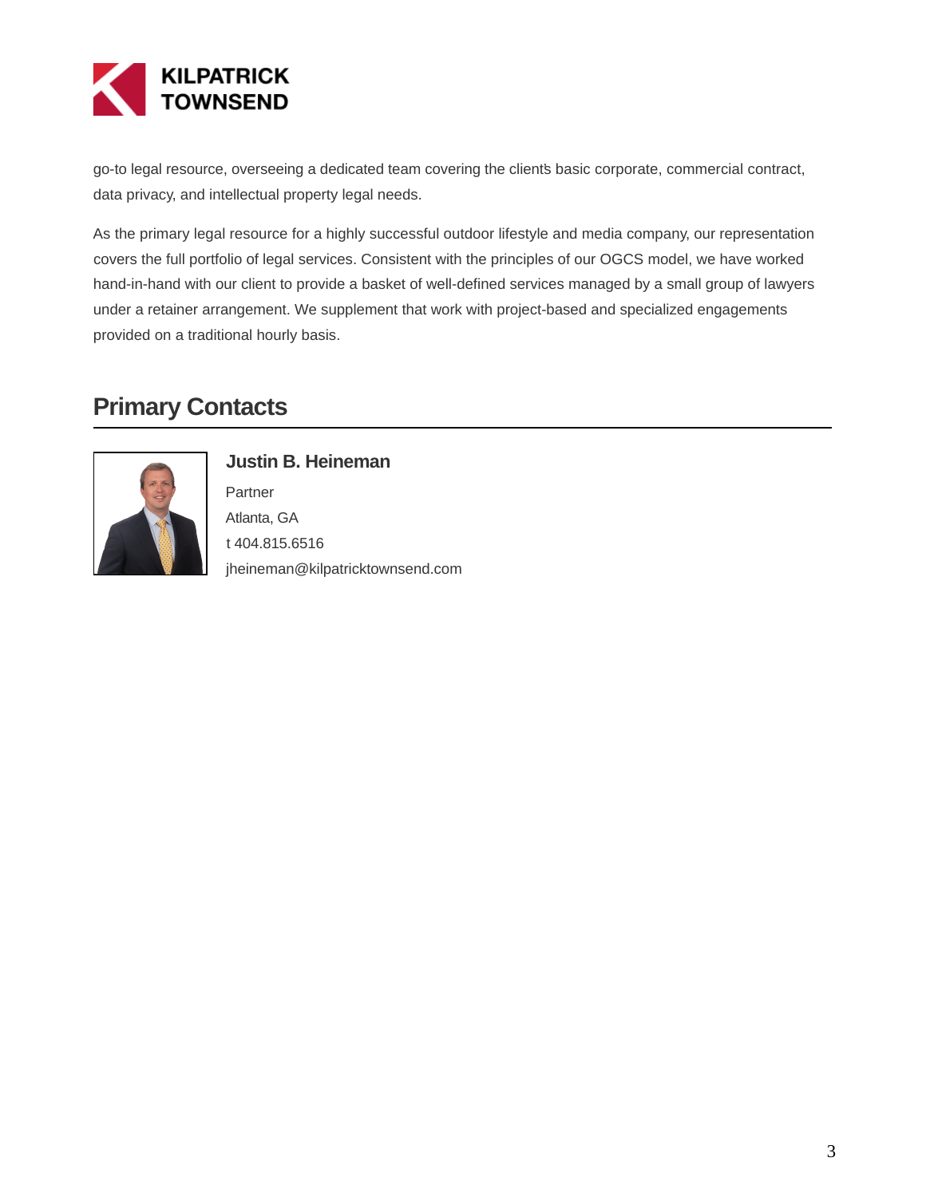go-to legal resource, overseeing a dedicated team covering the client's basic corporate, commercial contract, data privacy, and intellectual property legal needs.

As the primary legal resource for a highly successful outdoor lifestyle and media company, our representation covers the full portfolio of legal services. Consistent with the principles of our OGCS model, we have worked hand-in-hand with our client to provide a basket of well-defined services managed by a small group of lawyers under a retainer arrangement. We supplement that work with project-based and specialized engagements provided on a traditional hourly basis.

## Primary Contacts

### Justin B. Heineman

Partner

Atlanta, GA

t 404.815.6516

jheineman@kilpatricktownsend.com